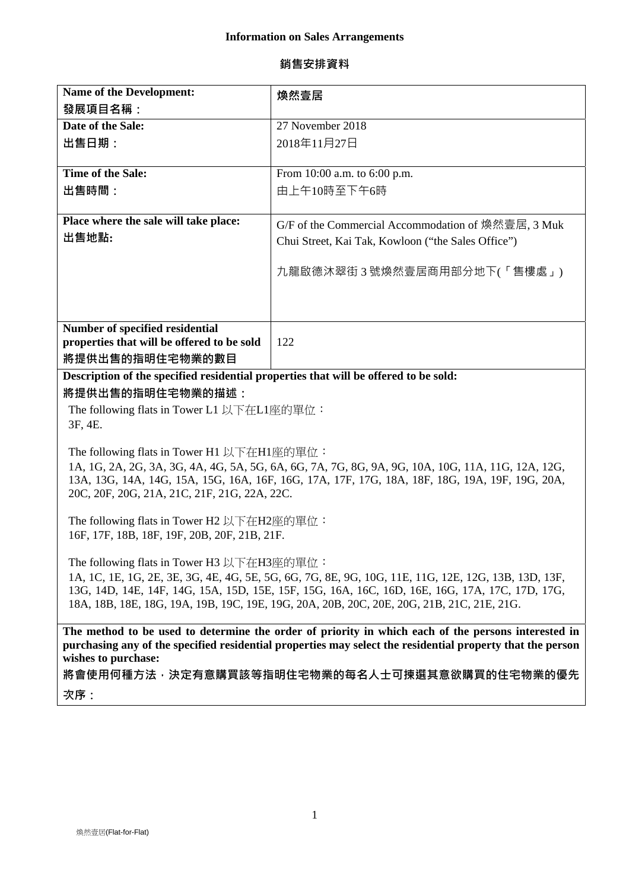**Information on Sales Arrangements**

**銷售安排資料**

| **Name of the Development:**<br>**發展項目名稱：** | **煥然壹居** |
|---|---|
| **Date of the Sale:**<br>**出售日期：** | 27 November 2018<br>2018年11月27日 |
| **Time of the Sale:**<br>**出售時間：** | From 10:00 a.m. to 6:00 p.m.<br>由上午10時至下午6時 |
| **Place where the sale will take place:**<br>**出售地點:** | G/F of the Commercial Accommodation of 煥然壹居, 3 Muk Chui Street, Kai Tak, Kowloon ("the Sales Office")<br><br>九龍啟德沐翠街 3 號煥然壹居商用部分地下(「售樓處」) |
| **Number of specified residential properties that will be offered to be sold**<br>**將提供出售的指明住宅物業的數目** | 122 |

**Description of the specified residential properties that will be offered to be sold:**

**將提供出售的指明住宅物業的描述：**

The following flats in Tower L1 以下在L1座的單位：
3F, 4E.

The following flats in Tower H1 以下在H1座的單位：
1A, 1G, 2A, 2G, 3A, 3G, 4A, 4G, 5A, 5G, 6A, 6G, 7A, 7G, 8G, 9A, 9G, 10A, 10G, 11A, 11G, 12A, 12G, 13A, 13G, 14A, 14G, 15A, 15G, 16A, 16F, 16G, 17A, 17F, 17G, 18A, 18F, 18G, 19A, 19F, 19G, 20A, 20C, 20F, 20G, 21A, 21C, 21F, 21G, 22A, 22C.

The following flats in Tower H2 以下在H2座的單位：
16F, 17F, 18B, 18F, 19F, 20B, 20F, 21B, 21F.

The following flats in Tower H3 以下在H3座的單位：
1A, 1C, 1E, 1G, 2E, 3E, 3G, 4E, 4G, 5E, 5G, 6G, 7G, 8E, 9G, 10G, 11E, 11G, 12E, 12G, 13B, 13D, 13F, 13G, 14D, 14E, 14F, 14G, 15A, 15D, 15E, 15F, 15G, 16A, 16C, 16D, 16E, 16G, 17A, 17C, 17D, 17G, 18A, 18B, 18E, 18G, 19A, 19B, 19C, 19E, 19G, 20A, 20B, 20C, 20E, 20G, 21B, 21C, 21E, 21G.

**The method to be used to determine the order of priority in which each of the persons interested in purchasing any of the specified residential properties may select the residential property that the person wishes to purchase:**

**將會使用何種方法，決定有意購買該等指明住宅物業的每名人士可揀選其意欲購買的住宅物業的優先次序：**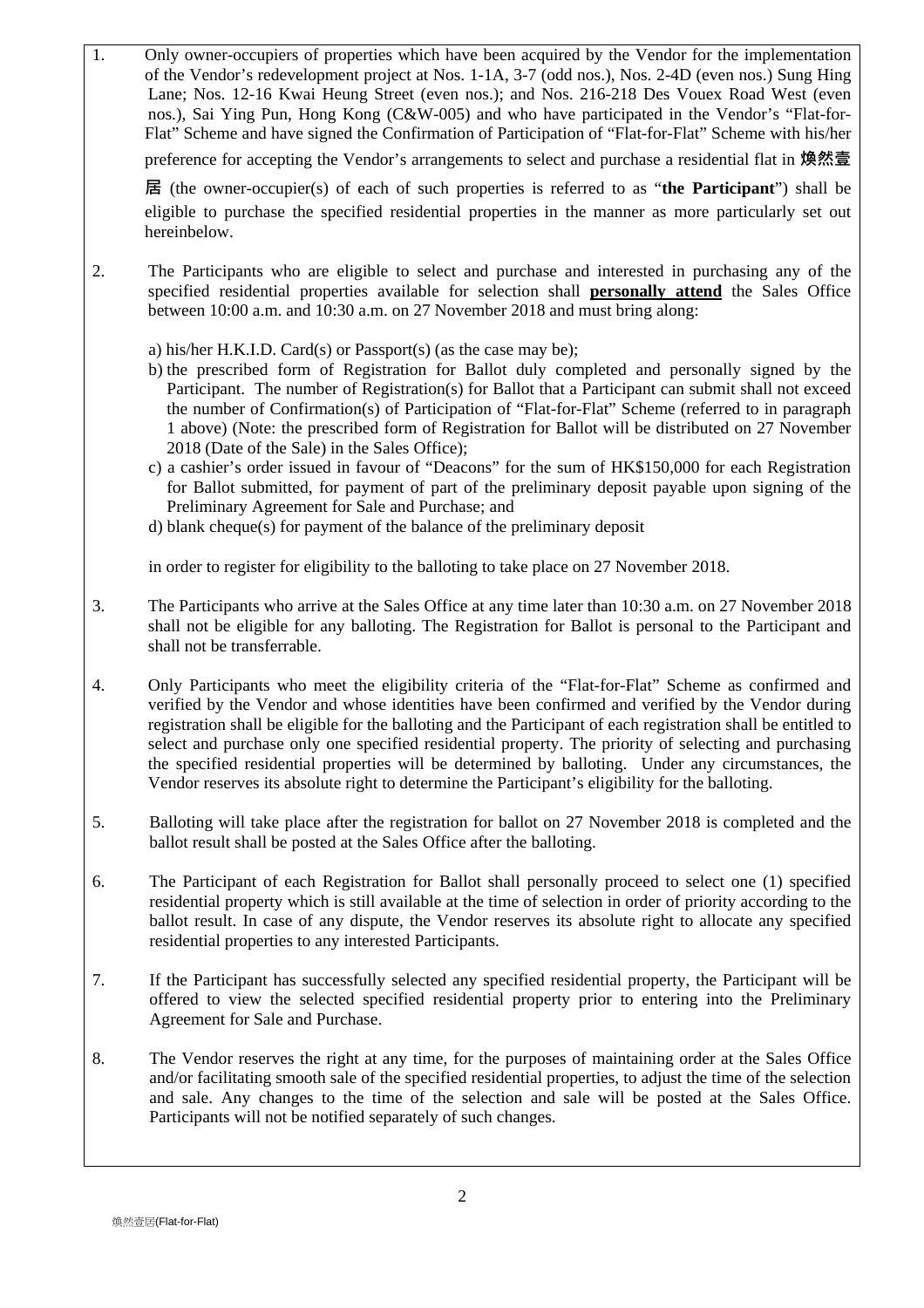1. Only owner-occupiers of properties which have been acquired by the Vendor for the implementation of the Vendor's redevelopment project at Nos. 1-1A, 3-7 (odd nos.), Nos. 2-4D (even nos.) Sung Hing Lane; Nos. 12-16 Kwai Heung Street (even nos.); and Nos. 216-218 Des Vouex Road West (even nos.), Sai Ying Pun, Hong Kong (C&W-005) and who have participated in the Vendor's "Flat-for-Flat" Scheme and have signed the Confirmation of Participation of "Flat-for-Flat" Scheme with his/her preference for accepting the Vendor's arrangements to select and purchase a residential flat in **煥然壹居** (the owner-occupier(s) of each of such properties is referred to as "**the Participant**") shall be eligible to purchase the specified residential properties in the manner as more particularly set out hereinbelow.

2. The Participants who are eligible to select and purchase and interested in purchasing any of the specified residential properties available for selection shall **personally attend** the Sales Office between 10:00 a.m. and 10:30 a.m. on 27 November 2018 and must bring along:

   a) his/her H.K.I.D. Card(s) or Passport(s) (as the case may be);
   b) the prescribed form of Registration for Ballot duly completed and personally signed by the Participant. The number of Registration(s) for Ballot that a Participant can submit shall not exceed the number of Confirmation(s) of Participation of "Flat-for-Flat" Scheme (referred to in paragraph 1 above) (Note: the prescribed form of Registration for Ballot will be distributed on 27 November 2018 (Date of the Sale) in the Sales Office);
   c) a cashier's order issued in favour of "Deacons" for the sum of HK$150,000 for each Registration for Ballot submitted, for payment of part of the preliminary deposit payable upon signing of the Preliminary Agreement for Sale and Purchase; and
   d) blank cheque(s) for payment of the balance of the preliminary deposit

   in order to register for eligibility to the balloting to take place on 27 November 2018.

3. The Participants who arrive at the Sales Office at any time later than 10:30 a.m. on 27 November 2018 shall not be eligible for any balloting. The Registration for Ballot is personal to the Participant and shall not be transferrable.

4. Only Participants who meet the eligibility criteria of the "Flat-for-Flat" Scheme as confirmed and verified by the Vendor and whose identities have been confirmed and verified by the Vendor during registration shall be eligible for the balloting and the Participant of each registration shall be entitled to select and purchase only one specified residential property. The priority of selecting and purchasing the specified residential properties will be determined by balloting. Under any circumstances, the Vendor reserves its absolute right to determine the Participant's eligibility for the balloting.

5. Balloting will take place after the registration for ballot on 27 November 2018 is completed and the ballot result shall be posted at the Sales Office after the balloting.

6. The Participant of each Registration for Ballot shall personally proceed to select one (1) specified residential property which is still available at the time of selection in order of priority according to the ballot result. In case of any dispute, the Vendor reserves its absolute right to allocate any specified residential properties to any interested Participants.

7. If the Participant has successfully selected any specified residential property, the Participant will be offered to view the selected specified residential property prior to entering into the Preliminary Agreement for Sale and Purchase.

8. The Vendor reserves the right at any time, for the purposes of maintaining order at the Sales Office and/or facilitating smooth sale of the specified residential properties, to adjust the time of the selection and sale. Any changes to the time of the selection and sale will be posted at the Sales Office. Participants will not be notified separately of such changes.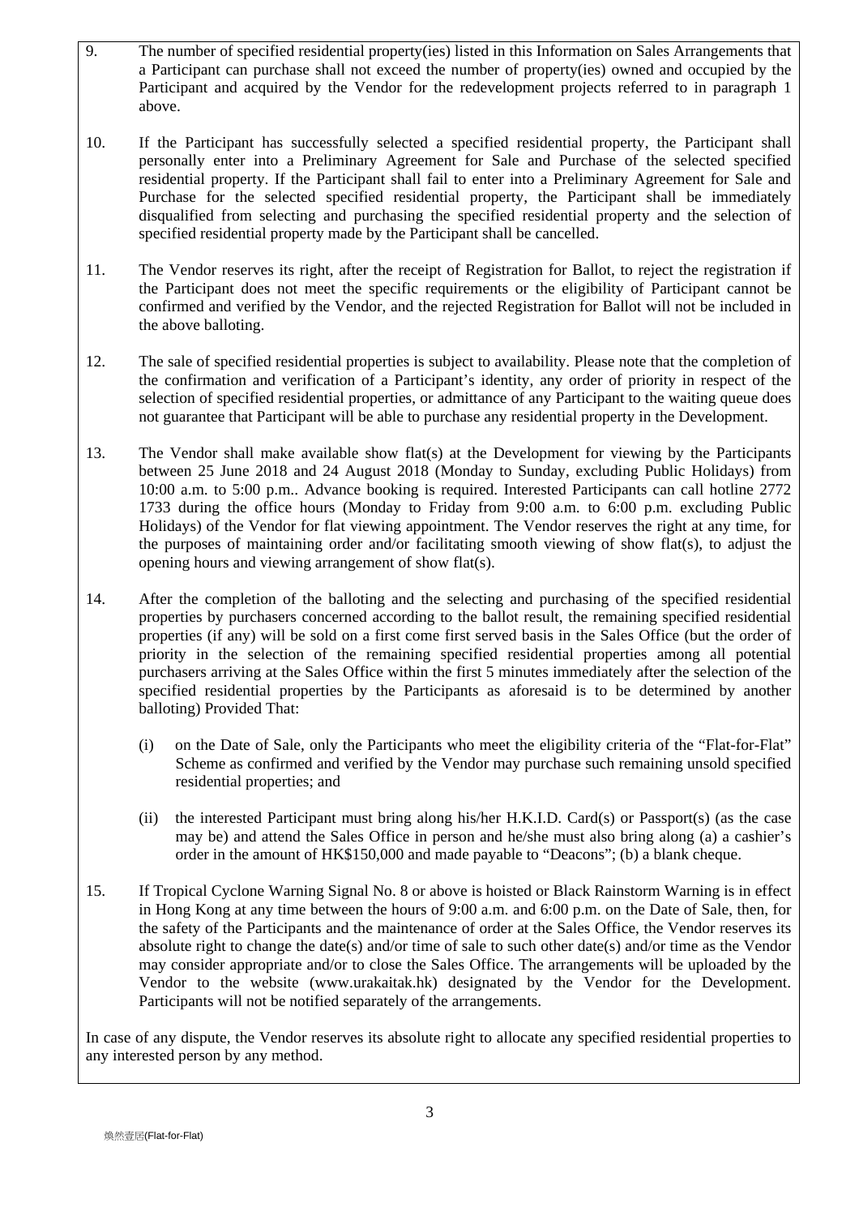9. The number of specified residential property(ies) listed in this Information on Sales Arrangements that a Participant can purchase shall not exceed the number of property(ies) owned and occupied by the Participant and acquired by the Vendor for the redevelopment projects referred to in paragraph 1 above.

10. If the Participant has successfully selected a specified residential property, the Participant shall personally enter into a Preliminary Agreement for Sale and Purchase of the selected specified residential property. If the Participant shall fail to enter into a Preliminary Agreement for Sale and Purchase for the selected specified residential property, the Participant shall be immediately disqualified from selecting and purchasing the specified residential property and the selection of specified residential property made by the Participant shall be cancelled.

11. The Vendor reserves its right, after the receipt of Registration for Ballot, to reject the registration if the Participant does not meet the specific requirements or the eligibility of Participant cannot be confirmed and verified by the Vendor, and the rejected Registration for Ballot will not be included in the above balloting.

12. The sale of specified residential properties is subject to availability. Please note that the completion of the confirmation and verification of a Participant's identity, any order of priority in respect of the selection of specified residential properties, or admittance of any Participant to the waiting queue does not guarantee that Participant will be able to purchase any residential property in the Development.

13. The Vendor shall make available show flat(s) at the Development for viewing by the Participants between 25 June 2018 and 24 August 2018 (Monday to Sunday, excluding Public Holidays) from 10:00 a.m. to 5:00 p.m.. Advance booking is required. Interested Participants can call hotline 2772 1733 during the office hours (Monday to Friday from 9:00 a.m. to 6:00 p.m. excluding Public Holidays) of the Vendor for flat viewing appointment. The Vendor reserves the right at any time, for the purposes of maintaining order and/or facilitating smooth viewing of show flat(s), to adjust the opening hours and viewing arrangement of show flat(s).

14. After the completion of the balloting and the selecting and purchasing of the specified residential properties by purchasers concerned according to the ballot result, the remaining specified residential properties (if any) will be sold on a first come first served basis in the Sales Office (but the order of priority in the selection of the remaining specified residential properties among all potential purchasers arriving at the Sales Office within the first 5 minutes immediately after the selection of the specified residential properties by the Participants as aforesaid is to be determined by another balloting) Provided That:

    (i) on the Date of Sale, only the Participants who meet the eligibility criteria of the "Flat-for-Flat" Scheme as confirmed and verified by the Vendor may purchase such remaining unsold specified residential properties; and

    (ii) the interested Participant must bring along his/her H.K.I.D. Card(s) or Passport(s) (as the case may be) and attend the Sales Office in person and he/she must also bring along (a) a cashier's order in the amount of HK$150,000 and made payable to "Deacons"; (b) a blank cheque.

15. If Tropical Cyclone Warning Signal No. 8 or above is hoisted or Black Rainstorm Warning is in effect in Hong Kong at any time between the hours of 9:00 a.m. and 6:00 p.m. on the Date of Sale, then, for the safety of the Participants and the maintenance of order at the Sales Office, the Vendor reserves its absolute right to change the date(s) and/or time of sale to such other date(s) and/or time as the Vendor may consider appropriate and/or to close the Sales Office. The arrangements will be uploaded by the Vendor to the website (www.urakaitak.hk) designated by the Vendor for the Development. Participants will not be notified separately of the arrangements.

In case of any dispute, the Vendor reserves its absolute right to allocate any specified residential properties to any interested person by any method.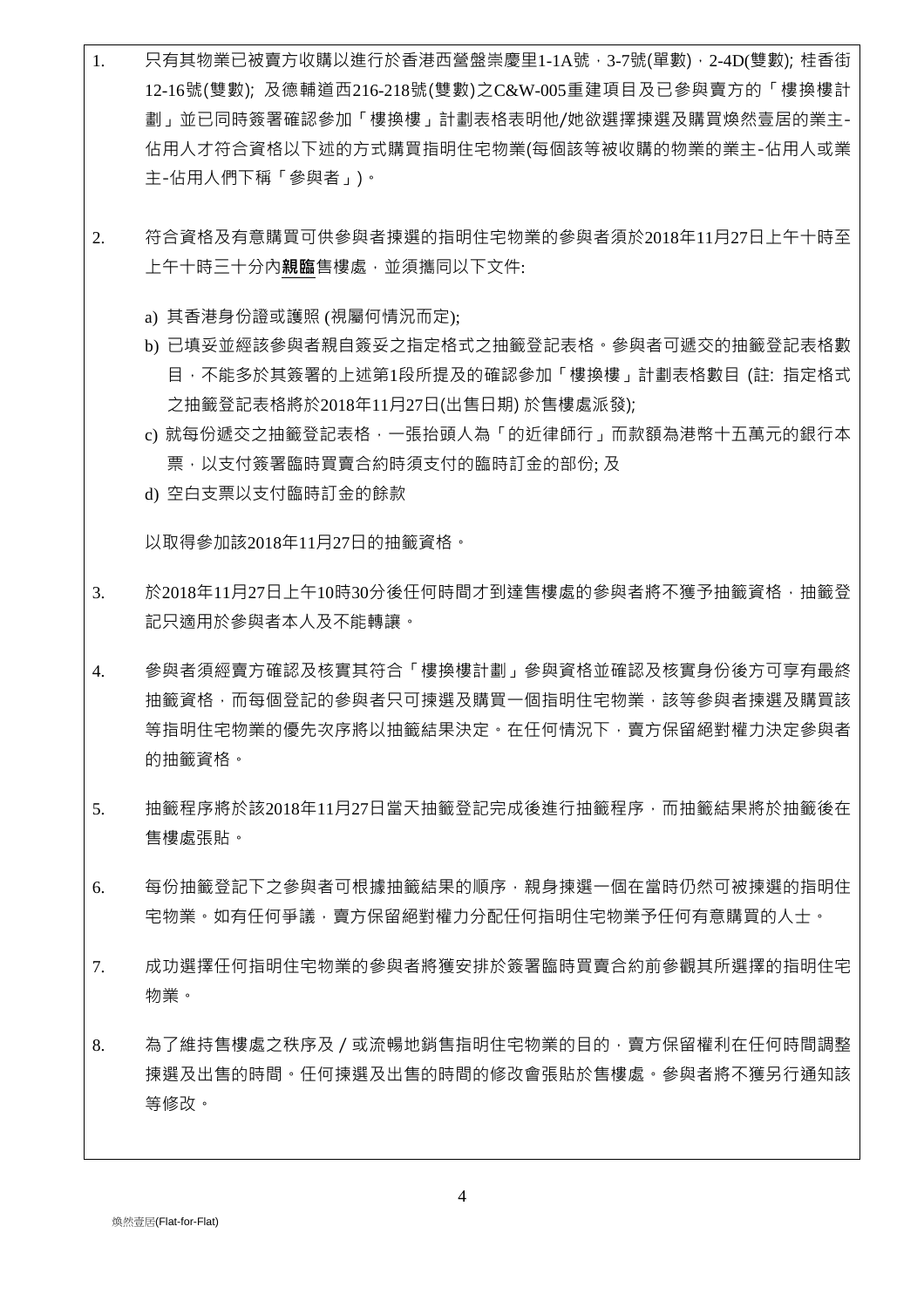1. 只有其物業已被賣方收購以進行於香港西營盤崇慶里1-1A號，3-7號(單數)，2-4D(雙數); 桂香街12-16號(雙數); 及德輔道西216-218號(雙數)之C&W-005重建項目及已參與賣方的「樓換樓計劃」並已同時簽署確認參加「樓換樓」計劃表格表明他/她欲選擇揀選及購買煥然壹居的業主-佔用人才符合資格以下述的方式購買指明住宅物業(每個該等被收購的物業的業主-佔用人或業主-佔用人們下稱「參與者」)。

2. 符合資格及有意購買可供參與者揀選的指明住宅物業的參與者須於2018年11月27日上午十時至上午十時三十分內**親臨**售樓處，並須攜同以下文件:

   a) 其香港身份證或護照 (視屬何情況而定);
   b) 已填妥並經該參與者親自簽妥之指定格式之抽籤登記表格。參與者可遞交的抽籤登記表格數目，不能多於其簽署的上述第1段所提及的確認參加「樓換樓」計劃表格數目 (註: 指定格式之抽籤登記表格將於2018年11月27日(出售日期) 於售樓處派發);
   c) 就每份遞交之抽籤登記表格，一張抬頭人為「的近律師行」而款額為港幣十五萬元的銀行本票，以支付簽署臨時買賣合約時須支付的臨時訂金的部份; 及
   d) 空白支票以支付臨時訂金的餘款

   以取得參加該2018年11月27日的抽籤資格。

3. 於2018年11月27日上午10時30分後任何時間才到達售樓處的參與者將不獲予抽籤資格，抽籤登記只適用於參與者本人及不能轉讓。

4. 參與者須經賣方確認及核實其符合「樓換樓計劃」參與資格並確認及核實身份後方可享有最終抽籤資格，而每個登記的參與者只可揀選及購買一個指明住宅物業，該等參與者揀選及購買該等指明住宅物業的優先次序將以抽籤結果決定。在任何情況下，賣方保留絕對權力決定參與者的抽籤資格。

5. 抽籤程序將於該2018年11月27日當天抽籤登記完成後進行抽籤程序，而抽籤結果將於抽籤後在售樓處張貼。

6. 每份抽籤登記下之參與者可根據抽籤結果的順序，親身揀選一個在當時仍然可被揀選的指明住宅物業。如有任何爭議，賣方保留絕對權力分配任何指明住宅物業予任何有意購買的人士。

7. 成功選擇任何指明住宅物業的參與者將獲安排於簽署臨時買賣合約前參觀其所選擇的指明住宅物業。

8. 為了維持售樓處之秩序及／或流暢地銷售指明住宅物業的目的，賣方保留權利在任何時間調整揀選及出售的時間。任何揀選及出售的時間的修改會張貼於售樓處。參與者將不獲另行通知該等修改。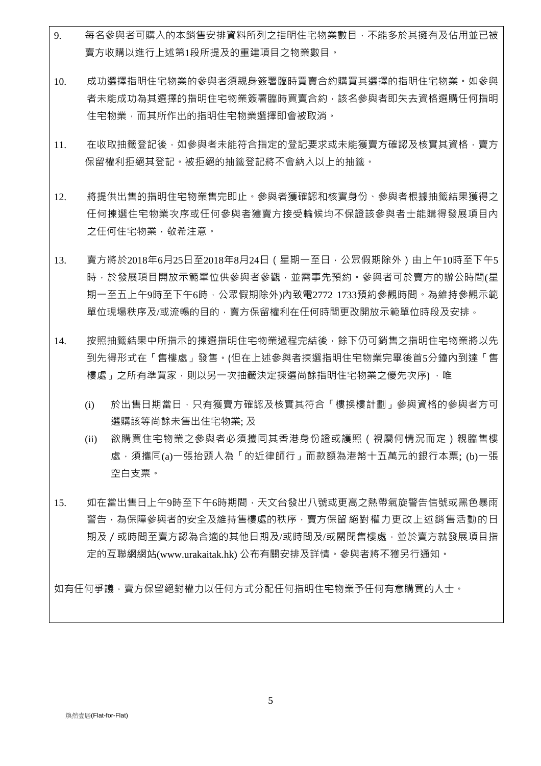9. 每名參與者可購入的本銷售安排資料所列之指明住宅物業數目，不能多於其擁有及佔用並已被賣方收購以進行上述第1段所提及的重建項目之物業數目。

10. 成功選擇指明住宅物業的參與者須親身簽署臨時買賣合約購買其選擇的指明住宅物業。如參與者未能成功為其選擇的指明住宅物業簽署臨時買賣合約，該名參與者即失去資格選購任何指明住宅物業，而其所作出的指明住宅物業選擇即會被取消。

11. 在收取抽籤登記後，如參與者未能符合指定的登記要求或未能獲賣方確認及核實其資格，賣方保留權利拒絕其登記。被拒絕的抽籤登記將不會納入以上的抽籤。

12. 將提供出售的指明住宅物業售完即止。參與者獲確認和核實身份、參與者根據抽籤結果獲得之任何揀選住宅物業次序或任何參與者獲賣方接受輪候均不保證該參與者士能購得發展項目內之任何住宅物業，敬希注意。

13. 賣方將於2018年6月25日至2018年8月24日（星期一至日，公眾假期除外）由上午10時至下午5時，於發展項目開放示範單位供參與者參觀，並需事先預約。參與者可於賣方的辦公時間(星期一至五上午9時至下午6時，公眾假期除外)內致電2772 1733預約參觀時間。為維持參觀示範單位現場秩序及/或流暢的目的，賣方保留權利在任何時間更改開放示範單位時段及安排。

14. 按照抽籤結果中所指示的揀選指明住宅物業過程完結後，餘下仍可銷售之指明住宅物業將以先到先得形式在「售樓處」發售。(但在上述參與者揀選指明住宅物業完畢後首5分鐘內到達「售樓處」之所有準買家，則以另一次抽籤決定揀選尚餘指明住宅物業之優先次序) ，唯

    (i) 於出售日期當日，只有獲賣方確認及核實其符合「樓換樓計劃」參與資格的參與者方可選購該等尚餘未售出住宅物業; 及

    (ii) 欲購買住宅物業之參與者必須攜同其香港身份證或護照（視屬何情況而定）親臨售樓處，須攜同(a)一張抬頭人為「的近律師行」而款額為港幣十五萬元的銀行本票; (b)一張空白支票。

15. 如在當出售日上午9時至下午6時期間，天文台發出八號或更高之熱帶氣旋警告信號或黑色暴雨警告，為保障參與者的安全及維持售樓處的秩序，賣方保留 絕對權力更改上述銷售活動的日期及 / 或時間至賣方認為合適的其他日期及/或時間及/或關閉售樓處，並於賣方就發展項目指定的互聯網網站(www.urakaitak.hk) 公布有關安排及詳情。參與者將不獲另行通知。

如有任何爭議，賣方保留絕對權力以任何方式分配任何指明住宅物業予任何有意購買的人士。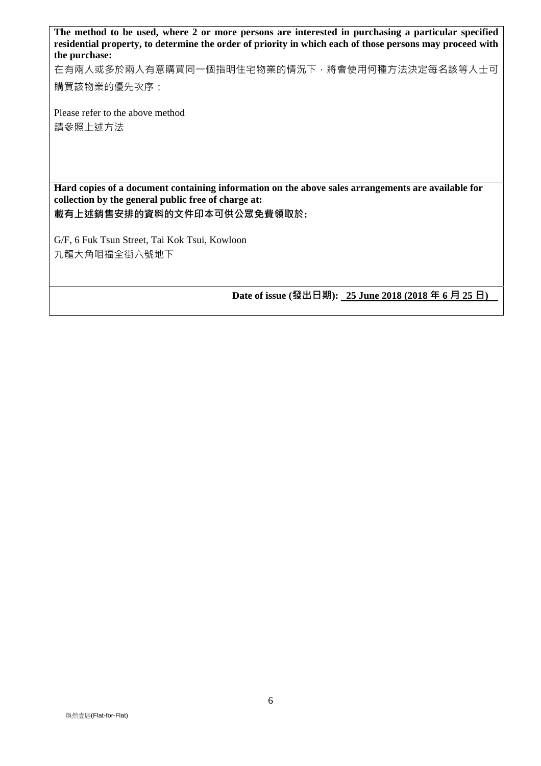**The method to be used, where 2 or more persons are interested in purchasing a particular specified residential property, to determine the order of priority in which each of those persons may proceed with the purchase:**

在有兩人或多於兩人有意購買同一個指明住宅物業的情況下，將會使用何種方法決定每名該等人士可購買該物業的優先次序：

Please refer to the above method

請參照上述方法

**Hard copies of a document containing information on the above sales arrangements are available for collection by the general public free of charge at:**

**載有上述銷售安排的資料的文件印本可供公眾免費領取於:**

G/F, 6 Fuk Tsun Street, Tai Kok Tsui, Kowloon

九龍大角咀福全街六號地下

**Date of issue (發出日期): 25 June 2018 (2018 年 6 月 25 日)**

煥然壹居(Flat-for-Flat)